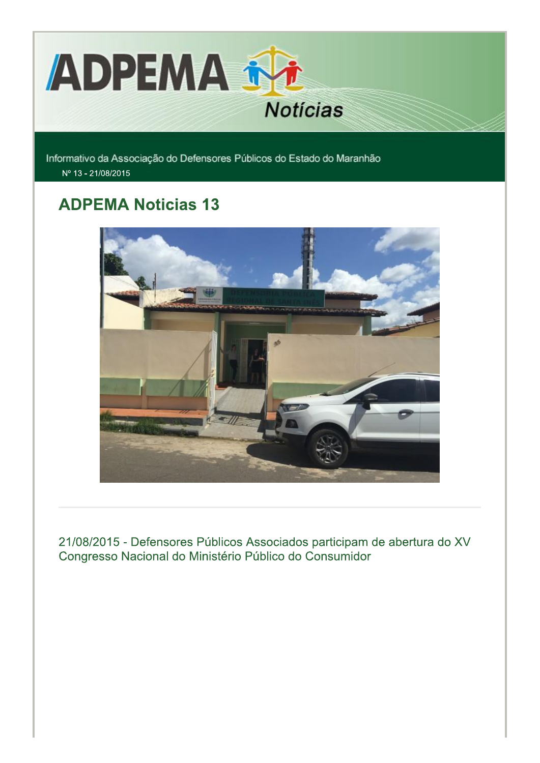# ADPEMA Notícias

Informativo da Associação do Defensores Públicos do Estado do Maranhão

Nº 13 - 21/08/2015

## ADPEMA Noticias 13

21/08/2015 - Defensores Públicos Associados participam de abertura do XV Congresso Nacional do Ministério Público do Consumidor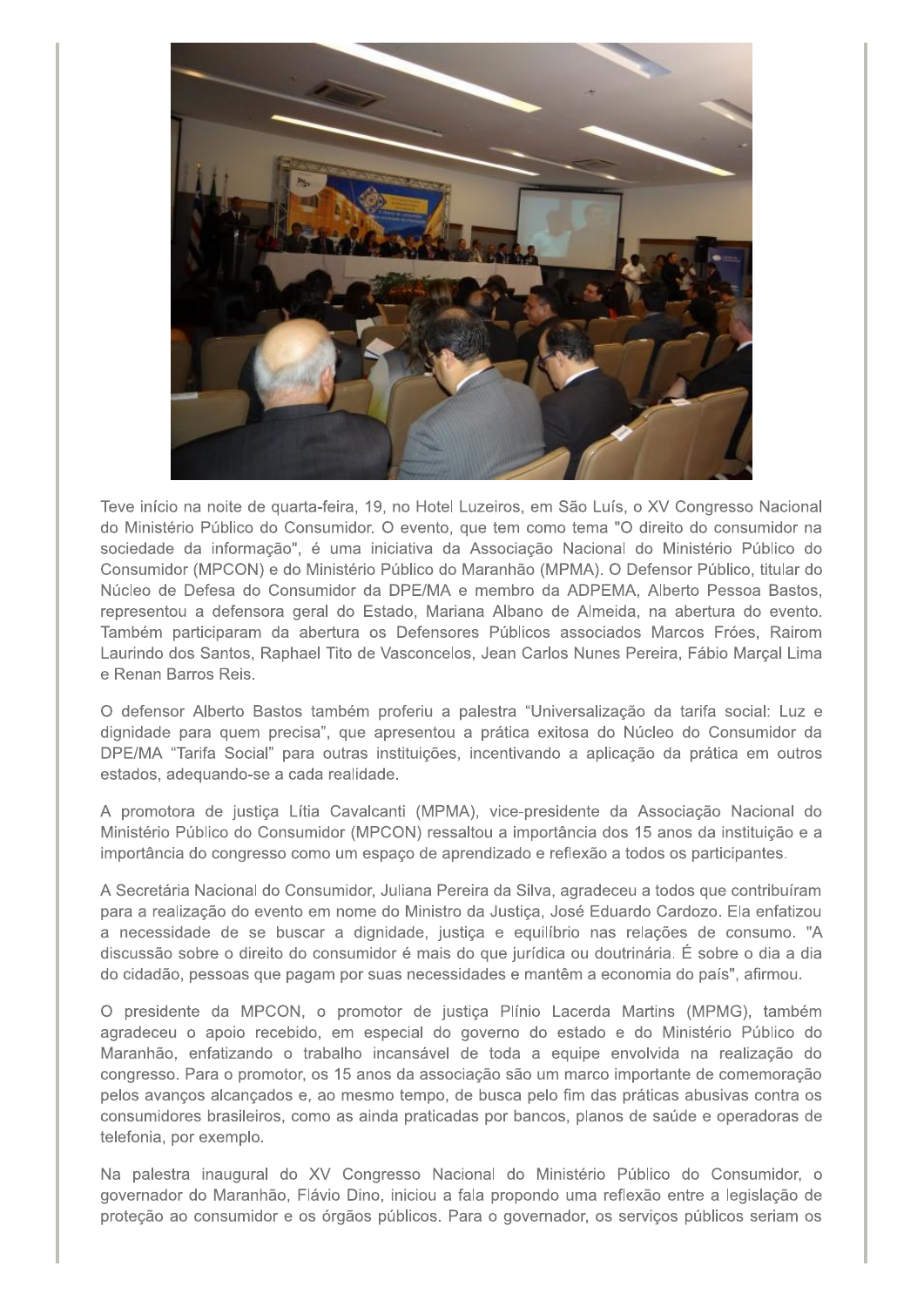Teve início na noite de quarta-feira, 19, no Hotel Luzeiros, em São Luís, o XV Congresso Nacional do Ministério Público do Consumidor. O evento, que tem como tema "O direito do consumidor na sociedade da informação", é uma iniciativa da Associação Nacional do Ministério Público do Consumidor (MPCON) e do Ministério Público do Maranhão (MPMA). O Defensor Público, titular do Núcleo de Defesa do Consumidor da DPE/MA e membro da ADPEMA, Alberto Pessoa Bastos, representou a defensora geral do Estado, Mariana Albano de Almeida, na abertura do evento. Também participaram da abertura os Defensores Públicos associados Marcos Fróes, Rairom Laurindo dos Santos, Raphael Tito de Vasconcelos, Jean Carlos Nunes Pereira, Fábio Marçal Lima e Renan Barros Reis.

O defensor Alberto Bastos também proferiu a palestra "Universalização da tarifa social: Luz e dignidade para quem precisa", que apresentou a prática exitosa do Núcleo do Consumidor da DPE/MA "Tarifa Social" para outras instituições, incentivando a aplicação da prática em outros estados, adequando-se a cada realidade.

A promotora de justiça Lítia Cavalcanti (MPMA), vice-presidente da Associação Nacional do Ministério Público do Consumidor (MPCON) ressaltou a importância dos 15 anos da instituição e a importância do congresso como um espaço de aprendizado e reflexão a todos os participantes.

A Secretária Nacional do Consumidor, Juliana Pereira da Silva, agradeceu a todos que contribuíram para a realização do evento em nome do Ministro da Justiça, José Eduardo Cardozo. Ela enfatizou a necessidade de se buscar a dignidade, justiça e equilíbrio nas relações de consumo. "A discussão sobre o direito do consumidor é mais do que jurídica ou doutrinária. É sobre o dia a dia do cidadão, pessoas que pagam por suas necessidades e mantêm a economia do país", afirmou.

O presidente da MPCON, o promotor de justiça Plínio Lacerda Martins (MPMG), também agradeceu o apoio recebido, em especial do governo do estado e do Ministério Público do Maranhão, enfatizando o trabalho incansável de toda a equipe envolvida na realização do congresso. Para o promotor, os 15 anos da associação são um marco importante de comemoração pelos avanços alcançados e, ao mesmo tempo, de busca pelo fim das práticas abusivas contra os consumidores brasileiros, como as ainda praticadas por bancos, planos de saúde e operadoras de telefonia, por exemplo.

Na palestra inaugural do XV Congresso Nacional do Ministério Público do Consumidor, o governador do Maranhão, Flávio Dino, iniciou a fala propondo uma reflexão entre a legislação de proteção ao consumidor e os órgãos públicos. Para o governador, os serviços públicos seriam os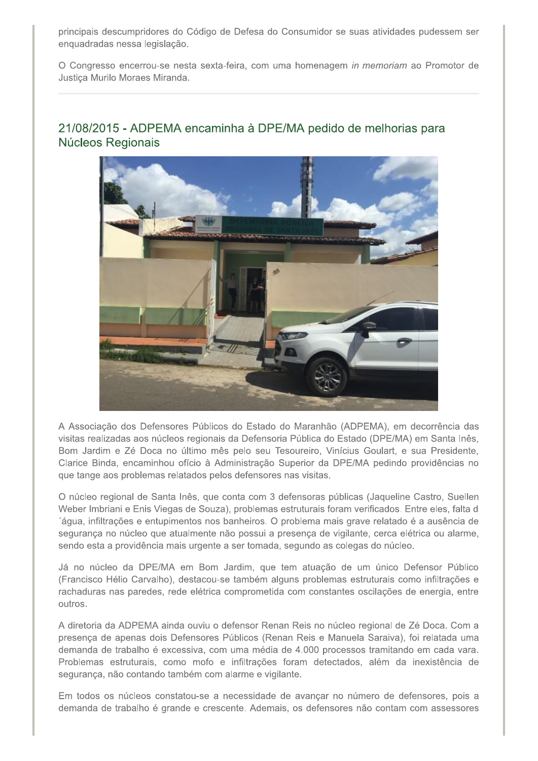principais descumpridores do Código de Defesa do Consumidor se suas atividades pudessem ser enquadradas nessa legislação.

O Congresso encerrou-se nesta sexta-feira, com uma homenagem *in memoriam* ao Promotor de Justiça Murilo Moraes Miranda.

---

## 21/08/2015 - ADPEMA encaminha à DPE/MA pedido de melhorias para Núcleos Regionais

A Associação dos Defensores Públicos do Estado do Maranhão (ADPEMA), em decorrência das visitas realizadas aos núcleos regionais da Defensoria Pública do Estado (DPE/MA) em Santa Inês, Bom Jardim e Zé Doca no último mês pelo seu Tesoureiro, Vinícius Goulart, e sua Presidente, Clarice Binda, encaminhou ofício à Administração Superior da DPE/MA pedindo providências no que tange aos problemas relatados pelos defensores nas visitas.

O núcleo regional de Santa Inês, que conta com 3 defensoras públicas (Jaqueline Castro, Suellen Weber Imbriani e Enis Viegas de Souza), problemas estruturais foram verificados. Entre eles, falta d ´água, infiltrações e entupimentos nos banheiros. O problema mais grave relatado é a ausência de segurança no núcleo que atualmente não possui a presença de vigilante, cerca elétrica ou alarme, sendo esta a providência mais urgente a ser tomada, segundo as colegas do núcleo.

Já no núcleo da DPE/MA em Bom Jardim, que tem atuação de um único Defensor Público (Francisco Hélio Carvalho), destacou-se também alguns problemas estruturais como infiltrações e rachaduras nas paredes, rede elétrica comprometida com constantes oscilações de energia, entre outros.

A diretoria da ADPEMA ainda ouviu o defensor Renan Reis no núcleo regional de Zé Doca. Com a presença de apenas dois Defensores Públicos (Renan Reis e Manuela Saraiva), foi relatada uma demanda de trabalho é excessiva, com uma média de 4.000 processos tramitando em cada vara. Problemas estruturais, como mofo e infiltrações foram detectados, além da inexistência de segurança, não contando também com alarme e vigilante.

Em todos os núcleos constatou-se a necessidade de avançar no número de defensores, pois a demanda de trabalho é grande e crescente. Ademais, os defensores não contam com assessores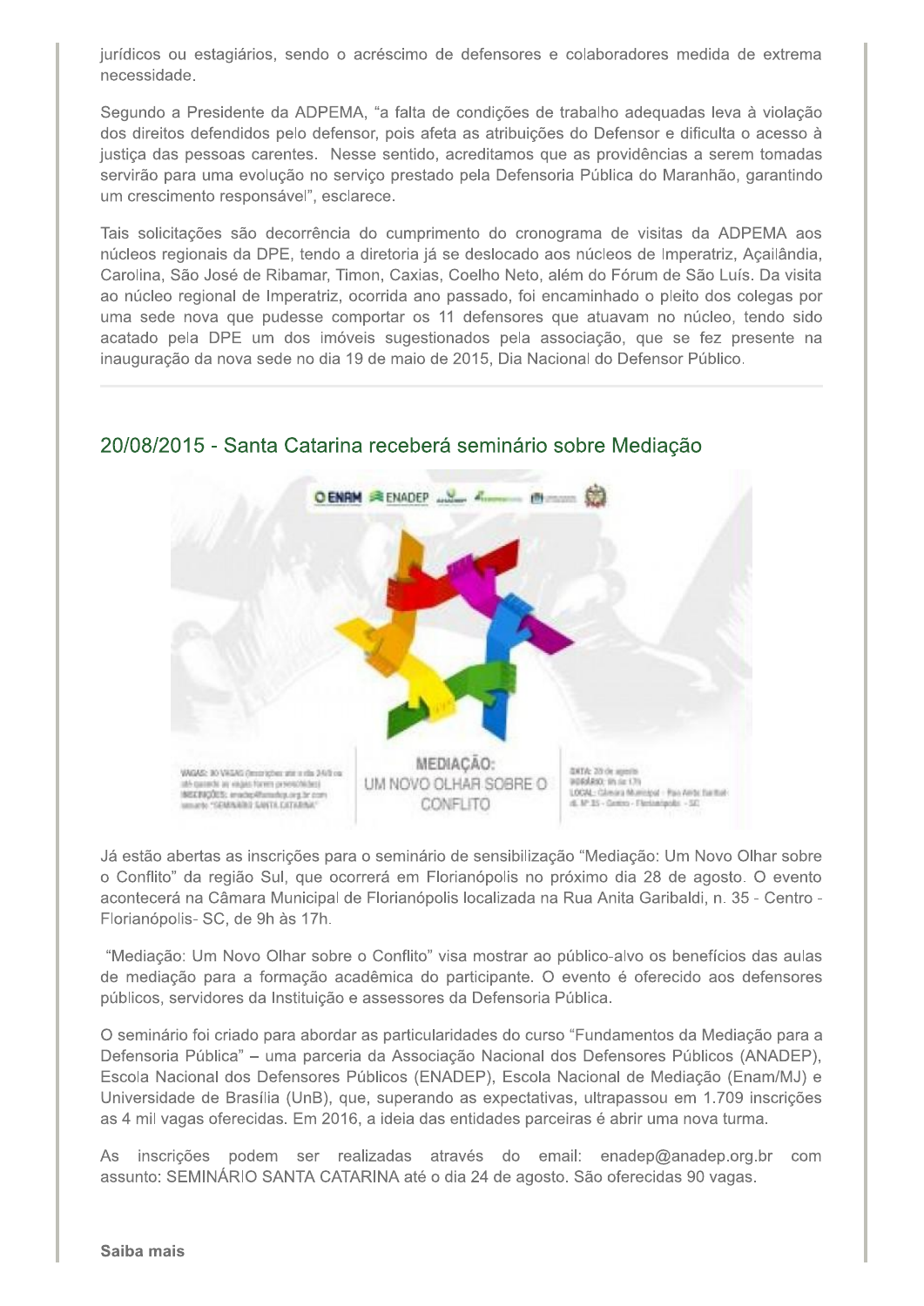jurídicos ou estagiários, sendo o acréscimo de defensores e colaboradores medida de extrema necessidade.

Segundo a Presidente da ADPEMA, "a falta de condições de trabalho adequadas leva à violação dos direitos defendidos pelo defensor, pois afeta as atribuições do Defensor e dificulta o acesso à justiça das pessoas carentes. Nesse sentido, acreditamos que as providências a serem tomadas servirão para uma evolução no serviço prestado pela Defensoria Pública do Maranhão, garantindo um crescimento responsável", esclarece.

Tais solicitações são decorrência do cumprimento do cronograma de visitas da ADPEMA aos núcleos regionais da DPE, tendo a diretoria já se deslocado aos núcleos de Imperatriz, Açailândia, Carolina, São José de Ribamar, Timon, Caxias, Coelho Neto, além do Fórum de São Luís. Da visita ao núcleo regional de Imperatriz, ocorrida ano passado, foi encaminhado o pleito dos colegas por uma sede nova que pudesse comportar os 11 defensores que atuavam no núcleo, tendo sido acatado pela DPE um dos imóveis sugestionados pela associação, que se fez presente na inauguração da nova sede no dia 19 de maio de 2015, Dia Nacional do Defensor Público.

## 20/08/2015 - Santa Catarina receberá seminário sobre Mediação

Já estão abertas as inscrições para o seminário de sensibilização "Mediação: Um Novo Olhar sobre o Conflito" da região Sul, que ocorrerá em Florianópolis no próximo dia 28 de agosto. O evento acontecerá na Câmara Municipal de Florianópolis localizada na Rua Anita Garibaldi, n. 35 - Centro - Florianópolis- SC, de 9h às 17h.

"Mediação: Um Novo Olhar sobre o Conflito" visa mostrar ao público-alvo os benefícios das aulas de mediação para a formação acadêmica do participante. O evento é oferecido aos defensores públicos, servidores da Instituição e assessores da Defensoria Pública.

O seminário foi criado para abordar as particularidades do curso "Fundamentos da Mediação para a Defensoria Pública" – uma parceria da Associação Nacional dos Defensores Públicos (ANADEP), Escola Nacional dos Defensores Públicos (ENADEP), Escola Nacional de Mediação (Enam/MJ) e Universidade de Brasília (UnB), que, superando as expectativas, ultrapassou em 1.709 inscrições as 4 mil vagas oferecidas. Em 2016, a ideia das entidades parceiras é abrir uma nova turma.

As inscrições podem ser realizadas através do email: enadep@anadep.org.br com assunto: SEMINÁRIO SANTA CATARINA até o dia 24 de agosto. São oferecidas 90 vagas.

**Saiba mais**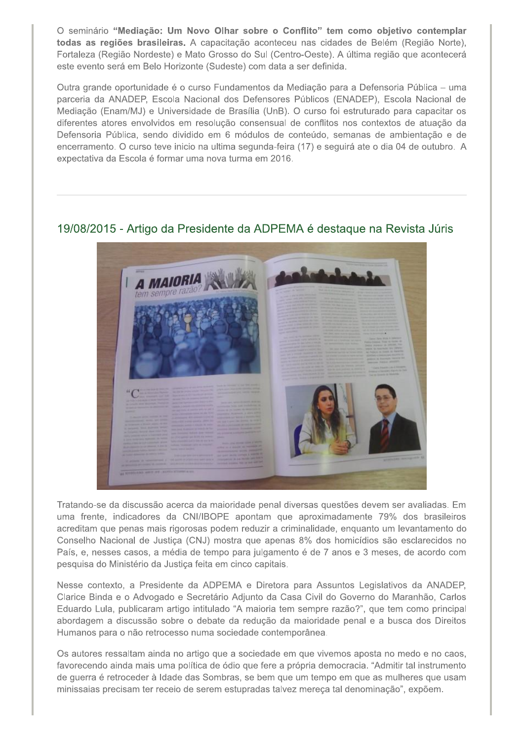O seminário **"Mediação: Um Novo Olhar sobre o Conflito" tem como objetivo contemplar todas as regiões brasileiras.** A capacitação aconteceu nas cidades de Belém (Região Norte), Fortaleza (Região Nordeste) e Mato Grosso do Sul (Centro-Oeste). A última região que acontecerá este evento será em Belo Horizonte (Sudeste) com data a ser definida.

Outra grande oportunidade é o curso Fundamentos da Mediação para a Defensoria Pública – uma parceria da ANADEP, Escola Nacional dos Defensores Públicos (ENADEP), Escola Nacional de Mediação (Enam/MJ) e Universidade de Brasília (UnB). O curso foi estruturado para capacitar os diferentes atores envolvidos em resolução consensual de conflitos nos contextos de atuação da Defensoria Pública, sendo dividido em 6 módulos de conteúdo, semanas de ambientação e de encerramento. O curso teve inicio na ultima segunda-feira (17) e seguirá ate o dia 04 de outubro. A expectativa da Escola é formar uma nova turma em 2016.

---

## 19/08/2015 - Artigo da Presidente da ADPEMA é destaque na Revista Júris

Tratando-se da discussão acerca da maioridade penal diversas questões devem ser avaliadas. Em uma frente, indicadores da CNI/IBOPE apontam que aproximadamente 79% dos brasileiros acreditam que penas mais rigorosas podem reduzir a criminalidade, enquanto um levantamento do Conselho Nacional de Justiça (CNJ) mostra que apenas 8% dos homicídios são esclarecidos no País, e, nesses casos, a média de tempo para julgamento é de 7 anos e 3 meses, de acordo com pesquisa do Ministério da Justiça feita em cinco capitais.

Nesse contexto, a Presidente da ADPEMA e Diretora para Assuntos Legislativos da ANADEP, Clarice Binda e o Advogado e Secretário Adjunto da Casa Civil do Governo do Maranhão, Carlos Eduardo Lula, publicaram artigo intitulado "A maioria tem sempre razão?", que tem como principal abordagem a discussão sobre o debate da redução da maioridade penal e a busca dos Direitos Humanos para o não retrocesso numa sociedade contemporânea.

Os autores ressaltam ainda no artigo que a sociedade em que vivemos aposta no medo e no caos, favorecendo ainda mais uma política de ódio que fere a própria democracia. "Admitir tal instrumento de guerra é retroceder à Idade das Sombras, se bem que um tempo em que as mulheres que usam minissaias precisam ter receio de serem estupradas talvez mereça tal denominação", expõem.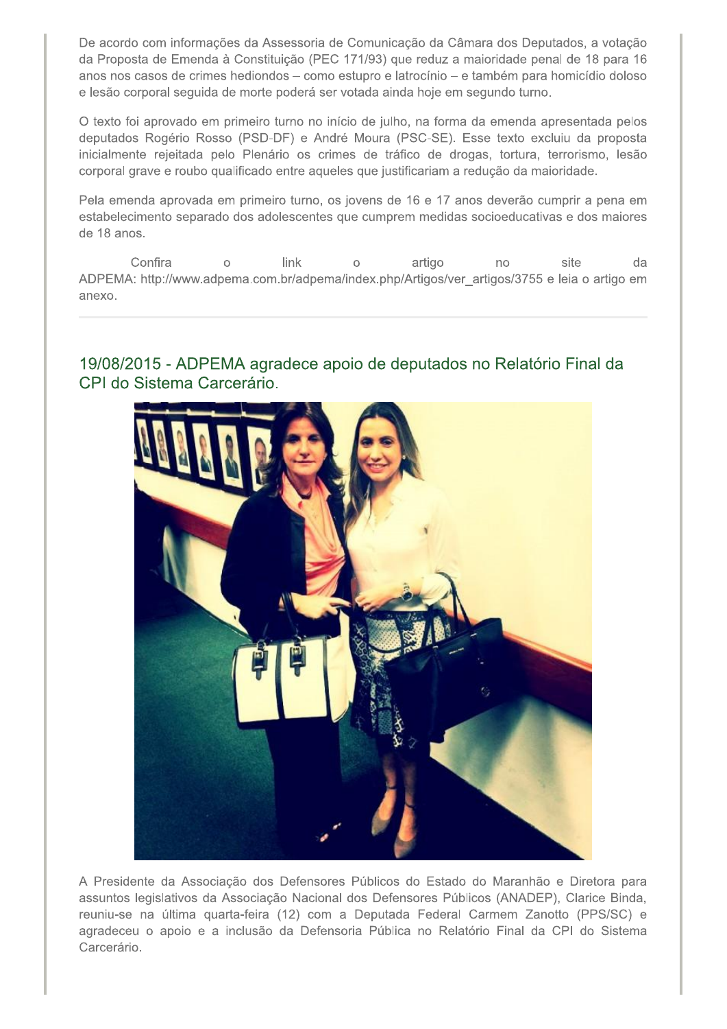De acordo com informações da Assessoria de Comunicação da Câmara dos Deputados, a votação da Proposta de Emenda à Constituição (PEC 171/93) que reduz a maioridade penal de 18 para 16 anos nos casos de crimes hediondos – como estupro e latrocínio – e também para homicídio doloso e lesão corporal seguida de morte poderá ser votada ainda hoje em segundo turno.

O texto foi aprovado em primeiro turno no início de julho, na forma da emenda apresentada pelos deputados Rogério Rosso (PSD-DF) e André Moura (PSC-SE). Esse texto excluiu da proposta inicialmente rejeitada pelo Plenário os crimes de tráfico de drogas, tortura, terrorismo, lesão corporal grave e roubo qualificado entre aqueles que justificariam a redução da maioridade.

Pela emenda aprovada em primeiro turno, os jovens de 16 e 17 anos deverão cumprir a pena em estabelecimento separado dos adolescentes que cumprem medidas socioeducativas e dos maiores de 18 anos.

Confira o link o artigo no site da ADPEMA: http://www.adpema.com.br/adpema/index.php/Artigos/ver_artigos/3755 e leia o artigo em anexo.

---

## 19/08/2015 - ADPEMA agradece apoio de deputados no Relatório Final da CPI do Sistema Carcerário.

A Presidente da Associação dos Defensores Públicos do Estado do Maranhão e Diretora para assuntos legislativos da Associação Nacional dos Defensores Públicos (ANADEP), Clarice Binda, reuniu-se na última quarta-feira (12) com a Deputada Federal Carmem Zanotto (PPS/SC) e agradeceu o apoio e a inclusão da Defensoria Pública no Relatório Final da CPI do Sistema Carcerário.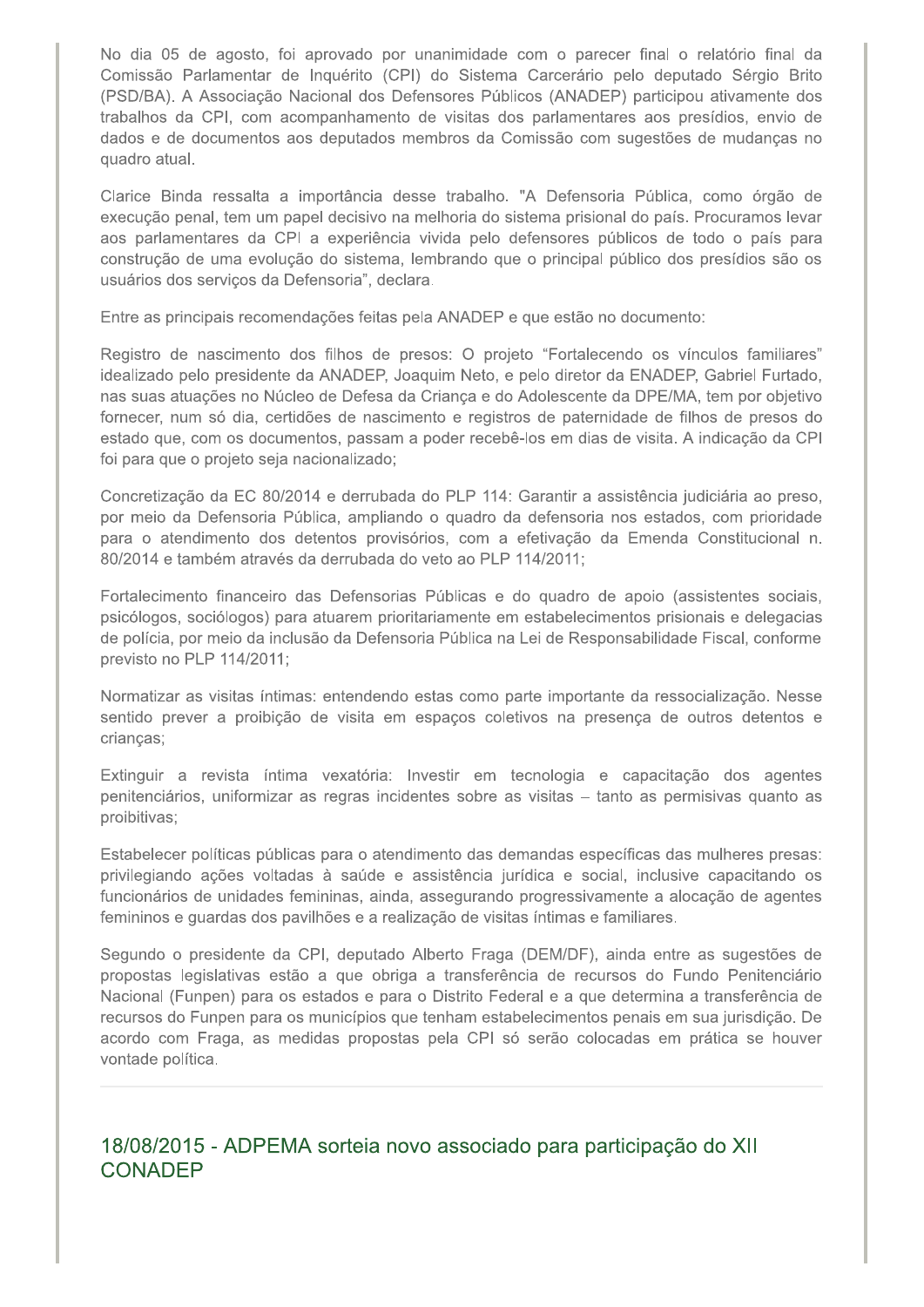No dia 05 de agosto, foi aprovado por unanimidade com o parecer final o relatório final da Comissão Parlamentar de Inquérito (CPI) do Sistema Carcerário pelo deputado Sérgio Brito (PSD/BA). A Associação Nacional dos Defensores Públicos (ANADEP) participou ativamente dos trabalhos da CPI, com acompanhamento de visitas dos parlamentares aos presídios, envio de dados e de documentos aos deputados membros da Comissão com sugestões de mudanças no quadro atual.

Clarice Binda ressalta a importância desse trabalho. "A Defensoria Pública, como órgão de execução penal, tem um papel decisivo na melhoria do sistema prisional do país. Procuramos levar aos parlamentares da CPI a experiência vivida pelo defensores públicos de todo o país para construção de uma evolução do sistema, lembrando que o principal público dos presídios são os usuários dos serviços da Defensoria", declara.

Entre as principais recomendações feitas pela ANADEP e que estão no documento:

Registro de nascimento dos filhos de presos: O projeto "Fortalecendo os vínculos familiares" idealizado pelo presidente da ANADEP, Joaquim Neto, e pelo diretor da ENADEP, Gabriel Furtado, nas suas atuações no Núcleo de Defesa da Criança e do Adolescente da DPE/MA, tem por objetivo fornecer, num só dia, certidões de nascimento e registros de paternidade de filhos de presos do estado que, com os documentos, passam a poder recebê-los em dias de visita. A indicação da CPI foi para que o projeto seja nacionalizado;

Concretização da EC 80/2014 e derrubada do PLP 114: Garantir a assistência judiciária ao preso, por meio da Defensoria Pública, ampliando o quadro da defensoria nos estados, com prioridade para o atendimento dos detentos provisórios, com a efetivação da Emenda Constitucional n. 80/2014 e também através da derrubada do veto ao PLP 114/2011;

Fortalecimento financeiro das Defensorias Públicas e do quadro de apoio (assistentes sociais, psicólogos, sociólogos) para atuarem prioritariamente em estabelecimentos prisionais e delegacias de polícia, por meio da inclusão da Defensoria Pública na Lei de Responsabilidade Fiscal, conforme previsto no PLP 114/2011;

Normatizar as visitas íntimas: entendendo estas como parte importante da ressocialização. Nesse sentido prever a proibição de visita em espaços coletivos na presença de outros detentos e crianças;

Extinguir a revista íntima vexatória: Investir em tecnologia e capacitação dos agentes penitenciários, uniformizar as regras incidentes sobre as visitas – tanto as permissivas quanto as proibitivas;

Estabelecer políticas públicas para o atendimento das demandas específicas das mulheres presas: privilegiando ações voltadas à saúde e assistência jurídica e social, inclusive capacitando os funcionários de unidades femininas, ainda, assegurando progressivamente a alocação de agentes femininos e guardas dos pavilhões e a realização de visitas íntimas e familiares.

Segundo o presidente da CPI, deputado Alberto Fraga (DEM/DF), ainda entre as sugestões de propostas legislativas estão a que obriga a transferência de recursos do Fundo Penitenciário Nacional (Funpen) para os estados e para o Distrito Federal e a que determina a transferência de recursos do Funpen para os municípios que tenham estabelecimentos penais em sua jurisdição. De acordo com Fraga, as medidas propostas pela CPI só serão colocadas em prática se houver vontade política.

---

## 18/08/2015 - ADPEMA sorteia novo associado para participação do XII CONADEP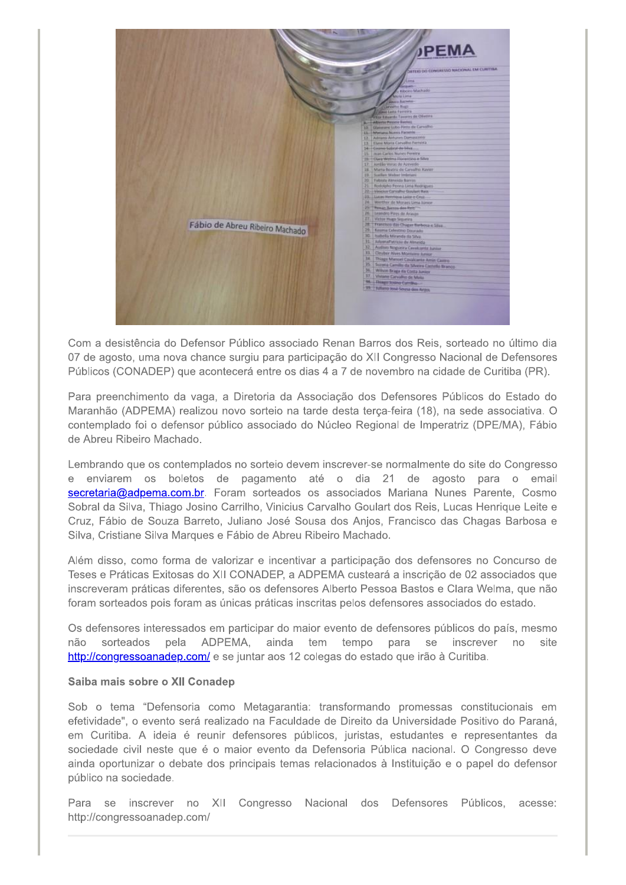Com a desistência do Defensor Público associado Renan Barros dos Reis, sorteado no último dia 07 de agosto, uma nova chance surgiu para participação do XII Congresso Nacional de Defensores Públicos (CONADEP) que acontecerá entre os dias 4 a 7 de novembro na cidade de Curitiba (PR).

Para preenchimento da vaga, a Diretoria da Associação dos Defensores Públicos do Estado do Maranhão (ADPEMA) realizou novo sorteio na tarde desta terça-feira (18), na sede associativa. O contemplado foi o defensor público associado do Núcleo Regional de Imperatriz (DPE/MA), Fábio de Abreu Ribeiro Machado.

Lembrando que os contemplados no sorteio devem inscrever-se normalmente do site do Congresso e enviarem os boletos de pagamento até o dia 21 de agosto para o email secretaria@adpema.com.br. Foram sorteados os associados Mariana Nunes Parente, Cosmo Sobral da Silva, Thiago Josino Carrilho, Vinicius Carvalho Goulart dos Reis, Lucas Henrique Leite e Cruz, Fábio de Souza Barreto, Juliano José Sousa dos Anjos, Francisco das Chagas Barbosa e Silva, Cristiane Silva Marques e Fábio de Abreu Ribeiro Machado.

Além disso, como forma de valorizar e incentivar a participação dos defensores no Concurso de Teses e Práticas Exitosas do XII CONADEP, a ADPEMA custeará a inscrição de 02 associados que inscreveram práticas diferentes, são os defensores Alberto Pessoa Bastos e Clara Welma, que não foram sorteados pois foram as únicas práticas inscritas pelos defensores associados do estado.

Os defensores interessados em participar do maior evento de defensores públicos do país, mesmo não sorteados pela ADPEMA, ainda tem tempo para se inscrever no site http://congressoanadep.com/ e se juntar aos 12 colegas do estado que irão à Curitiba.

**Saiba mais sobre o XII Conadep**

Sob o tema "Defensoria como Metagarantia: transformando promessas constitucionais em efetividade", o evento será realizado na Faculdade de Direito da Universidade Positivo do Paraná, em Curitiba. A ideia é reunir defensores públicos, juristas, estudantes e representantes da sociedade civil neste que é o maior evento da Defensoria Pública nacional. O Congresso deve ainda oportunizar o debate dos principais temas relacionados à Instituição e o papel do defensor público na sociedade.

Para se inscrever no XII Congresso Nacional dos Defensores Públicos, acesse: http://congressoanadep.com/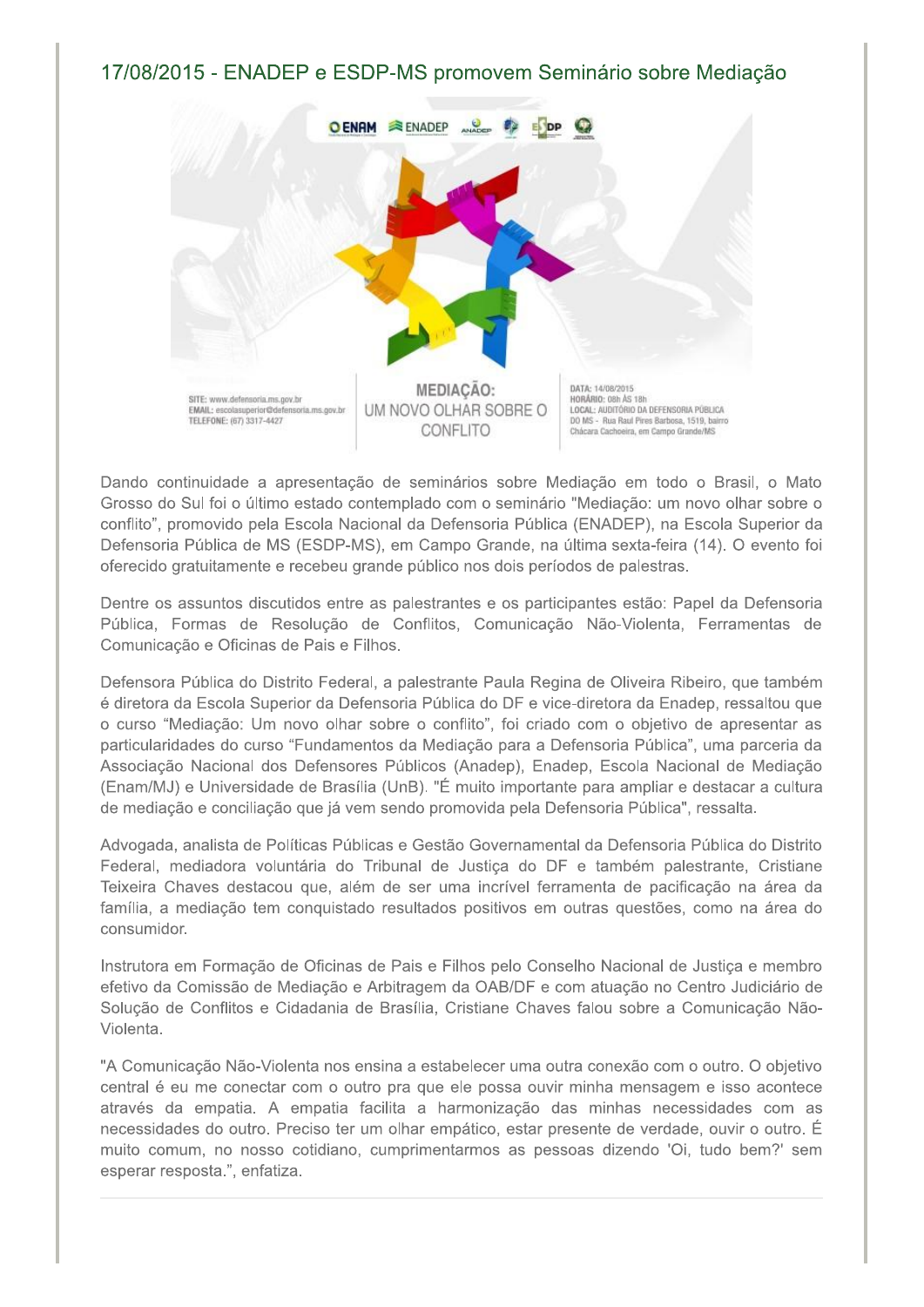## 17/08/2015 - ENADEP e ESDP-MS promovem Seminário sobre Mediação

Dando continuidade a apresentação de seminários sobre Mediação em todo o Brasil, o Mato Grosso do Sul foi o último estado contemplado com o seminário "Mediação: um novo olhar sobre o conflito", promovido pela Escola Nacional da Defensoria Pública (ENADEP), na Escola Superior da Defensoria Pública de MS (ESDP-MS), em Campo Grande, na última sexta-feira (14). O evento foi oferecido gratuitamente e recebeu grande público nos dois períodos de palestras.

Dentre os assuntos discutidos entre as palestrantes e os participantes estão: Papel da Defensoria Pública, Formas de Resolução de Conflitos, Comunicação Não-Violenta, Ferramentas de Comunicação e Oficinas de Pais e Filhos.

Defensora Pública do Distrito Federal, a palestrante Paula Regina de Oliveira Ribeiro, que também é diretora da Escola Superior da Defensoria Pública do DF e vice-diretora da Enadep, ressaltou que o curso "Mediação: Um novo olhar sobre o conflito", foi criado com o objetivo de apresentar as particularidades do curso "Fundamentos da Mediação para a Defensoria Pública", uma parceria da Associação Nacional dos Defensores Públicos (Anadep), Enadep, Escola Nacional de Mediação (Enam/MJ) e Universidade de Brasília (UnB). "É muito importante para ampliar e destacar a cultura de mediação e conciliação que já vem sendo promovida pela Defensoria Pública", ressalta.

Advogada, analista de Políticas Públicas e Gestão Governamental da Defensoria Pública do Distrito Federal, mediadora voluntária do Tribunal de Justiça do DF e também palestrante, Cristiane Teixeira Chaves destacou que, além de ser uma incrível ferramenta de pacificação na área da família, a mediação tem conquistado resultados positivos em outras questões, como na área do consumidor.

Instrutora em Formação de Oficinas de Pais e Filhos pelo Conselho Nacional de Justiça e membro efetivo da Comissão de Mediação e Arbitragem da OAB/DF e com atuação no Centro Judiciário de Solução de Conflitos e Cidadania de Brasília, Cristiane Chaves falou sobre a Comunicação Não-Violenta.

"A Comunicação Não-Violenta nos ensina a estabelecer uma outra conexão com o outro. O objetivo central é eu me conectar com o outro pra que ele possa ouvir minha mensagem e isso acontece através da empatia. A empatia facilita a harmonização das minhas necessidades com as necessidades do outro. Preciso ter um olhar empático, estar presente de verdade, ouvir o outro. É muito comum, no nosso cotidiano, cumprimentarmos as pessoas dizendo 'Oi, tudo bem?' sem esperar resposta.", enfatiza.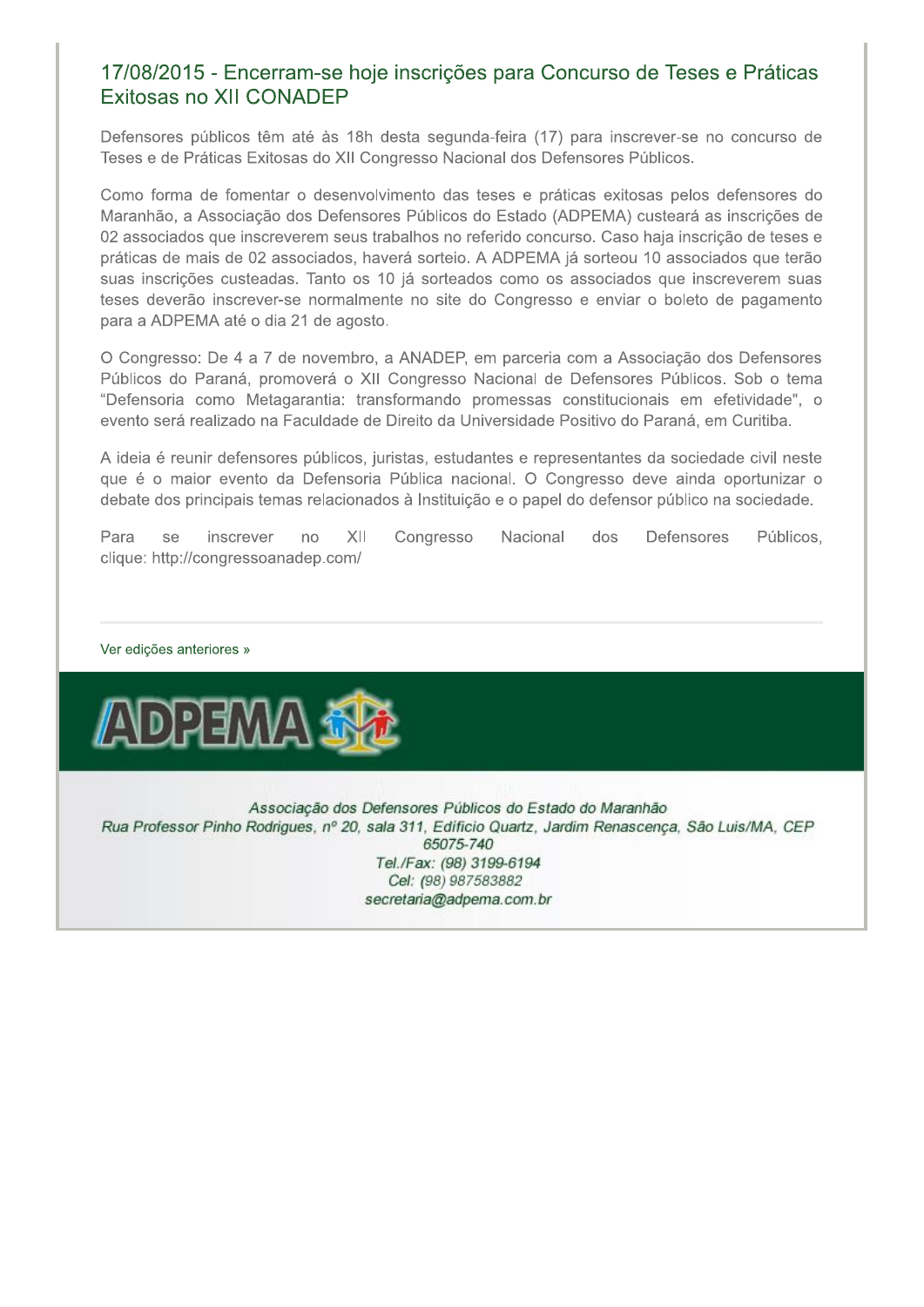## 17/08/2015 - Encerram-se hoje inscrições para Concurso de Teses e Práticas Exitosas no XII CONADEP

Defensores públicos têm até às 18h desta segunda-feira (17) para inscrever-se no concurso de Teses e de Práticas Exitosas do XII Congresso Nacional dos Defensores Públicos.

Como forma de fomentar o desenvolvimento das teses e práticas exitosas pelos defensores do Maranhão, a Associação dos Defensores Públicos do Estado (ADPEMA) custeará as inscrições de 02 associados que inscreverem seus trabalhos no referido concurso. Caso haja inscrição de teses e práticas de mais de 02 associados, haverá sorteio. A ADPEMA já sorteou 10 associados que terão suas inscrições custeadas. Tanto os 10 já sorteados como os associados que inscreverem suas teses deverão inscrever-se normalmente no site do Congresso e enviar o boleto de pagamento para a ADPEMA até o dia 21 de agosto.

O Congresso: De 4 a 7 de novembro, a ANADEP, em parceria com a Associação dos Defensores Públicos do Paraná, promoverá o XII Congresso Nacional de Defensores Públicos. Sob o tema "Defensoria como Metagarantia: transformando promessas constitucionais em efetividade", o evento será realizado na Faculdade de Direito da Universidade Positivo do Paraná, em Curitiba.

A ideia é reunir defensores públicos, juristas, estudantes e representantes da sociedade civil neste que é o maior evento da Defensoria Pública nacional. O Congresso deve ainda oportunizar o debate dos principais temas relacionados à Instituição e o papel do defensor público na sociedade.

Para se inscrever no XII Congresso Nacional dos Defensores Públicos, clique: http://congressoanadep.com/

Ver edições anteriores »

ADPEMA

*Associação dos Defensores Públicos do Estado do Maranhão*
*Rua Professor Pinho Rodrigues, nº 20, sala 311, Edifício Quartz, Jardim Renascença, São Luís/MA, CEP 65075-740*
*Tel./Fax: (98) 3199-6194*
*Cel: (98) 987583882*
*secretaria@adpema.com.br*